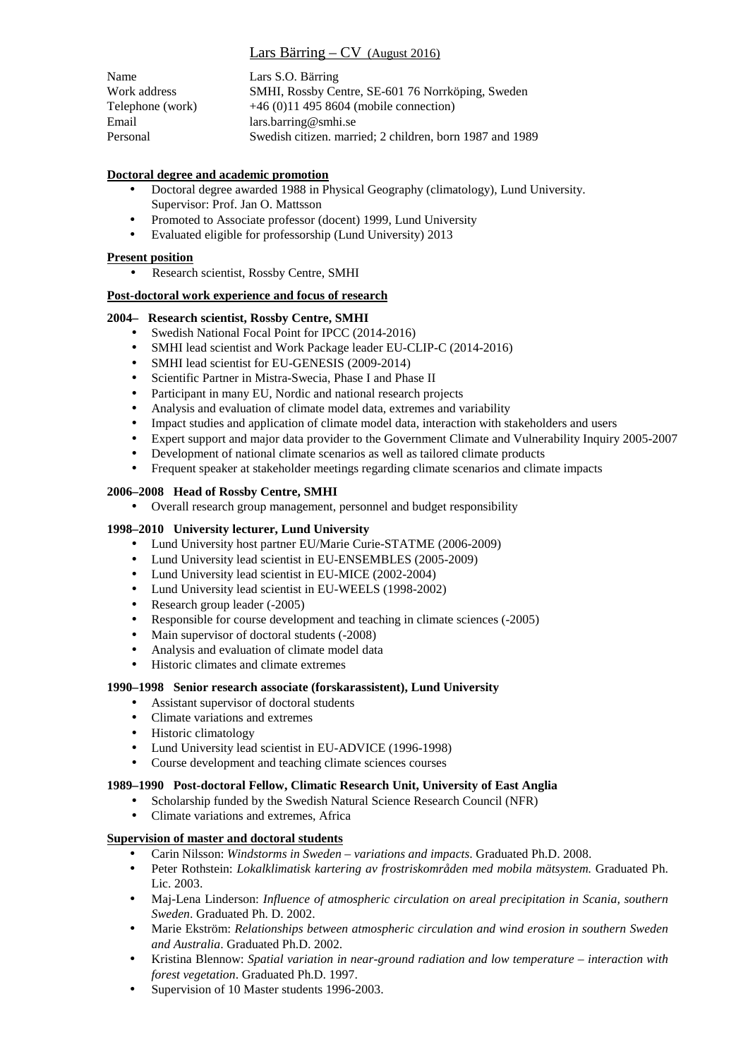# Lars Bärring – CV (August 2016)

| | |
|---|---|
| Name | Lars S.O. Bärring |
| Work address | SMHI, Rossby Centre, SE-601 76 Norrköping, Sweden |
| Telephone (work) | +46 (0)11 495 8604 (mobile connection) |
| Email | lars.barring@smhi.se |
| Personal | Swedish citizen. married; 2 children, born 1987 and 1989 |

## Doctoral degree and academic promotion

- Doctoral degree awarded 1988 in Physical Geography (climatology), Lund University. Supervisor: Prof. Jan O. Mattsson
- Promoted to Associate professor (docent) 1999, Lund University
- Evaluated eligible for professorship (Lund University) 2013

## Present position

- Research scientist, Rossby Centre, SMHI

## Post-doctoral work experience and focus of research

### 2004– Research scientist, Rossby Centre, SMHI

- Swedish National Focal Point for IPCC (2014-2016)
- SMHI lead scientist and Work Package leader EU-CLIP-C (2014-2016)
- SMHI lead scientist for EU-GENESIS (2009-2014)
- Scientific Partner in Mistra-Swecia, Phase I and Phase II
- Participant in many EU, Nordic and national research projects
- Analysis and evaluation of climate model data, extremes and variability
- Impact studies and application of climate model data, interaction with stakeholders and users
- Expert support and major data provider to the Government Climate and Vulnerability Inquiry 2005-2007
- Development of national climate scenarios as well as tailored climate products
- Frequent speaker at stakeholder meetings regarding climate scenarios and climate impacts

### 2006–2008 Head of Rossby Centre, SMHI

- Overall research group management, personnel and budget responsibility

### 1998–2010 University lecturer, Lund University

- Lund University host partner EU/Marie Curie-STATME (2006-2009)
- Lund University lead scientist in EU-ENSEMBLES (2005-2009)
- Lund University lead scientist in EU-MICE (2002-2004)
- Lund University lead scientist in EU-WEELS (1998-2002)
- Research group leader (-2005)
- Responsible for course development and teaching in climate sciences (-2005)
- Main supervisor of doctoral students (-2008)
- Analysis and evaluation of climate model data
- Historic climates and climate extremes

### 1990–1998 Senior research associate (forskarassistent), Lund University

- Assistant supervisor of doctoral students
- Climate variations and extremes
- Historic climatology
- Lund University lead scientist in EU-ADVICE (1996-1998)
- Course development and teaching climate sciences courses

### 1989–1990 Post-doctoral Fellow, Climatic Research Unit, University of East Anglia

- Scholarship funded by the Swedish Natural Science Research Council (NFR)
- Climate variations and extremes, Africa

## Supervision of master and doctoral students

- Carin Nilsson: *Windstorms in Sweden – variations and impacts*. Graduated Ph.D. 2008.
- Peter Rothstein: *Lokalklimatisk kartering av frostriskområden med mobila mätsystem.* Graduated Ph. Lic. 2003.
- Maj-Lena Linderson: *Influence of atmospheric circulation on areal precipitation in Scania, southern Sweden*. Graduated Ph. D. 2002.
- Marie Ekström: *Relationships between atmospheric circulation and wind erosion in southern Sweden and Australia*. Graduated Ph.D. 2002.
- Kristina Blennow: *Spatial variation in near-ground radiation and low temperature – interaction with forest vegetation*. Graduated Ph.D. 1997.
- Supervision of 10 Master students 1996-2003.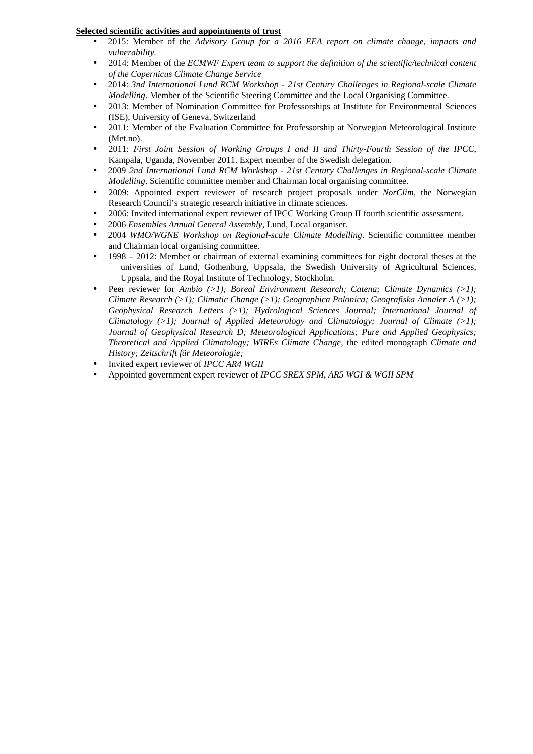**Selected scientific activities and appointments of trust**

- 2015: Member of the *Advisory Group for a 2016 EEA report on climate change, impacts and vulnerability.*
- 2014: Member of the *ECMWF Expert team to support the definition of the scientific/technical content of the Copernicus Climate Change Service*
- 2014: *3nd International Lund RCM Workshop - 21st Century Challenges in Regional-scale Climate Modelling*. Member of the Scientific Steering Committee and the Local Organising Committee.
- 2013: Member of Nomination Committee for Professorships at Institute for Environmental Sciences (ISE), University of Geneva, Switzerland
- 2011: Member of the Evaluation Committee for Professorship at Norwegian Meteorological Institute (Met.no).
- 2011: *First Joint Session of Working Groups I and II and Thirty-Fourth Session of the IPCC,* Kampala, Uganda, November 2011. Expert member of the Swedish delegation.
- 2009 *2nd International Lund RCM Workshop - 21st Century Challenges in Regional-scale Climate Modelling*. Scientific committee member and Chairman local organising committee.
- 2009: Appointed expert reviewer of research project proposals under *NorClim,* the Norwegian Research Council's strategic research initiative in climate sciences.
- 2006: Invited international expert reviewer of IPCC Working Group II fourth scientific assessment.
- 2006 *Ensembles Annual General Assembly*, Lund, Local organiser.
- 2004 *WMO/WGNE Workshop on Regional-scale Climate Modelling*. Scientific committee member and Chairman local organising committee.
- 1998 – 2012: Member or chairman of external examining committees for eight doctoral theses at the universities of Lund, Gothenburg, Uppsala, the Swedish University of Agricultural Sciences, Uppsala, and the Royal Institute of Technology, Stockholm.
- Peer reviewer for *Ambio (>1); Boreal Environment Research; Catena; Climate Dynamics (>1); Climate Research (>1); Climatic Change (>1); Geographica Polonica; Geografiska Annaler A (>1); Geophysical Research Letters (>1); Hydrological Sciences Journal; International Journal of Climatology (>1); Journal of Applied Meteorology and Climatology; Journal of Climate (>1); Journal of Geophysical Research D; Meteorological Applications; Pure and Applied Geophysics; Theoretical and Applied Climatology; WIREs Climate Change,* the edited monograph *Climate and History; Zeitschrift für Meteorologie;*
- Invited expert reviewer of *IPCC AR4 WGII*
- Appointed government expert reviewer of *IPCC SREX SPM, AR5 WGI & WGII SPM*